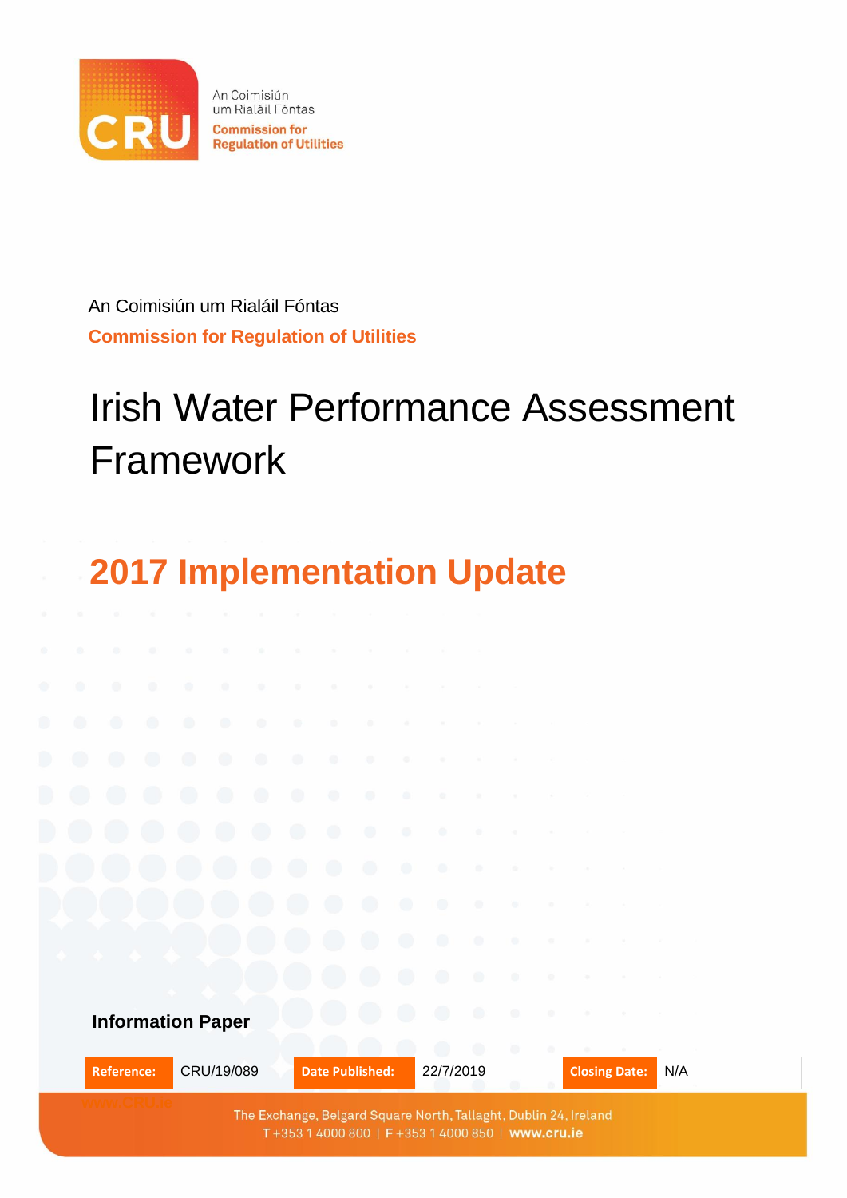An Coimisiún um Rialáil Fóntas

**Commission for Regulation of Utilities**

# Irish Water Performance Assessment Framework

## 2017 Implementation Update

**Information Paper**

| | | | | | |
|---|---|---|---|---|---|
| **Reference:** | CRU/19/089 | **Date Published:** | 22/7/2019 | **Closing Date:** | N/A |

The Exchange, Belgard Square North, Tallaght, Dublin 24, Ireland
T +353 1 4000 800 | F +353 1 4000 850 | www.cru.ie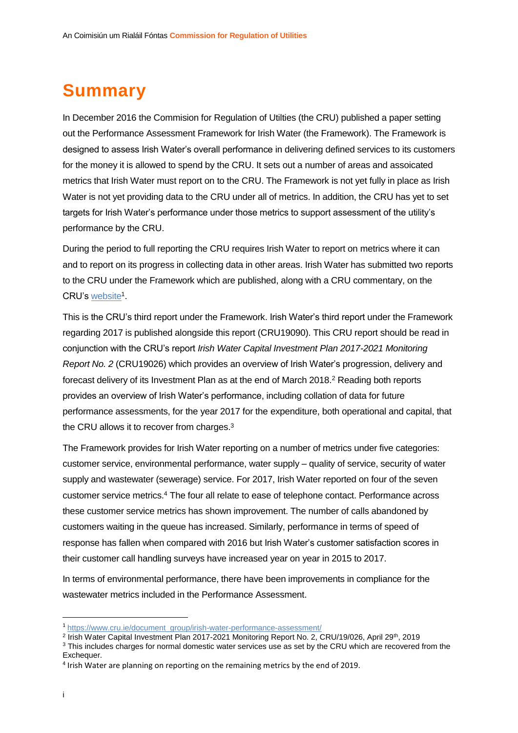# Summary

In December 2016 the Commision for Regulation of Utilties (the CRU) published a paper setting out the Performance Assessment Framework for Irish Water (the Framework). The Framework is designed to assess Irish Water's overall performance in delivering defined services to its customers for the money it is allowed to spend by the CRU. It sets out a number of areas and assoicated metrics that Irish Water must report on to the CRU. The Framework is not yet fully in place as Irish Water is not yet providing data to the CRU under all of metrics. In addition, the CRU has yet to set targets for Irish Water's performance under those metrics to support assessment of the utility's performance by the CRU.

During the period to full reporting the CRU requires Irish Water to report on metrics where it can and to report on its progress in collecting data in other areas. Irish Water has submitted two reports to the CRU under the Framework which are published, along with a CRU commentary, on the CRU's website[1].

This is the CRU's third report under the Framework. Irish Water's third report under the Framework regarding 2017 is published alongside this report (CRU19090). This CRU report should be read in conjunction with the CRU's report *Irish Water Capital Investment Plan 2017-2021 Monitoring Report No. 2* (CRU19026) which provides an overview of Irish Water's progression, delivery and forecast delivery of its Investment Plan as at the end of March 2018.[2] Reading both reports provides an overview of Irish Water's performance, including collation of data for future performance assessments, for the year 2017 for the expenditure, both operational and capital, that the CRU allows it to recover from charges.[3]

The Framework provides for Irish Water reporting on a number of metrics under five categories: customer service, environmental performance, water supply – quality of service, security of water supply and wastewater (sewerage) service. For 2017, Irish Water reported on four of the seven customer service metrics.[4] The four all relate to ease of telephone contact. Performance across these customer service metrics has shown improvement. The number of calls abandoned by customers waiting in the queue has increased. Similarly, performance in terms of speed of response has fallen when compared with 2016 but Irish Water's customer satisfaction scores in their customer call handling surveys have increased year on year in 2015 to 2017.

In terms of environmental performance, there have been improvements in compliance for the wastewater metrics included in the Performance Assessment.

---

[1] https://www.cru.ie/document_group/irish-water-performance-assessment/

[2] Irish Water Capital Investment Plan 2017-2021 Monitoring Report No. 2, CRU/19/026, April 29th, 2019

[3] This includes charges for normal domestic water services use as set by the CRU which are recovered from the Exchequer.

[4] Irish Water are planning on reporting on the remaining metrics by the end of 2019.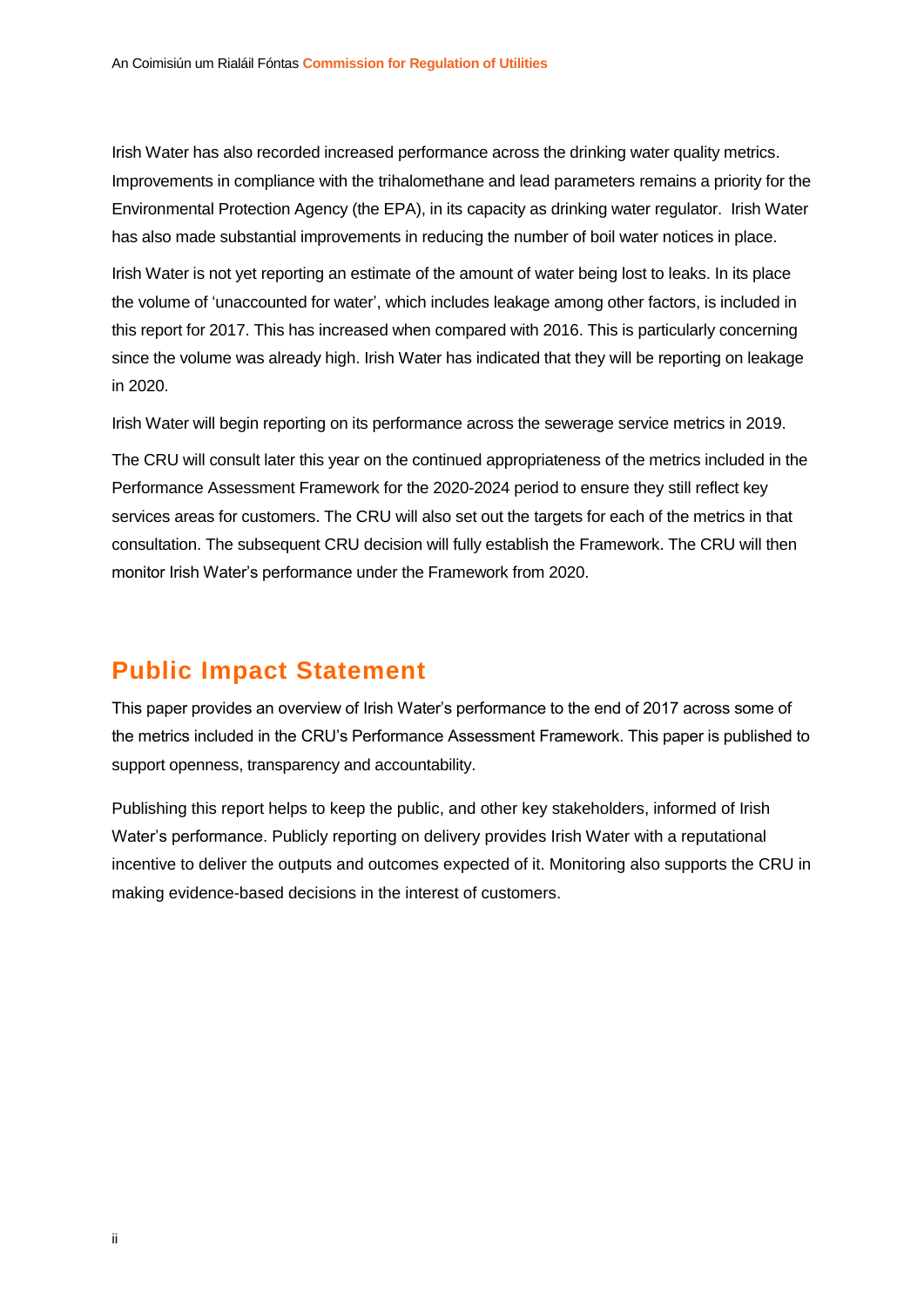Irish Water has also recorded increased performance across the drinking water quality metrics. Improvements in compliance with the trihalomethane and lead parameters remains a priority for the Environmental Protection Agency (the EPA), in its capacity as drinking water regulator. Irish Water has also made substantial improvements in reducing the number of boil water notices in place.

Irish Water is not yet reporting an estimate of the amount of water being lost to leaks. In its place the volume of 'unaccounted for water', which includes leakage among other factors, is included in this report for 2017. This has increased when compared with 2016. This is particularly concerning since the volume was already high. Irish Water has indicated that they will be reporting on leakage in 2020.

Irish Water will begin reporting on its performance across the sewerage service metrics in 2019.

The CRU will consult later this year on the continued appropriateness of the metrics included in the Performance Assessment Framework for the 2020-2024 period to ensure they still reflect key services areas for customers. The CRU will also set out the targets for each of the metrics in that consultation. The subsequent CRU decision will fully establish the Framework. The CRU will then monitor Irish Water's performance under the Framework from 2020.

## Public Impact Statement

This paper provides an overview of Irish Water's performance to the end of 2017 across some of the metrics included in the CRU's Performance Assessment Framework. This paper is published to support openness, transparency and accountability.

Publishing this report helps to keep the public, and other key stakeholders, informed of Irish Water's performance. Publicly reporting on delivery provides Irish Water with a reputational incentive to deliver the outputs and outcomes expected of it. Monitoring also supports the CRU in making evidence-based decisions in the interest of customers.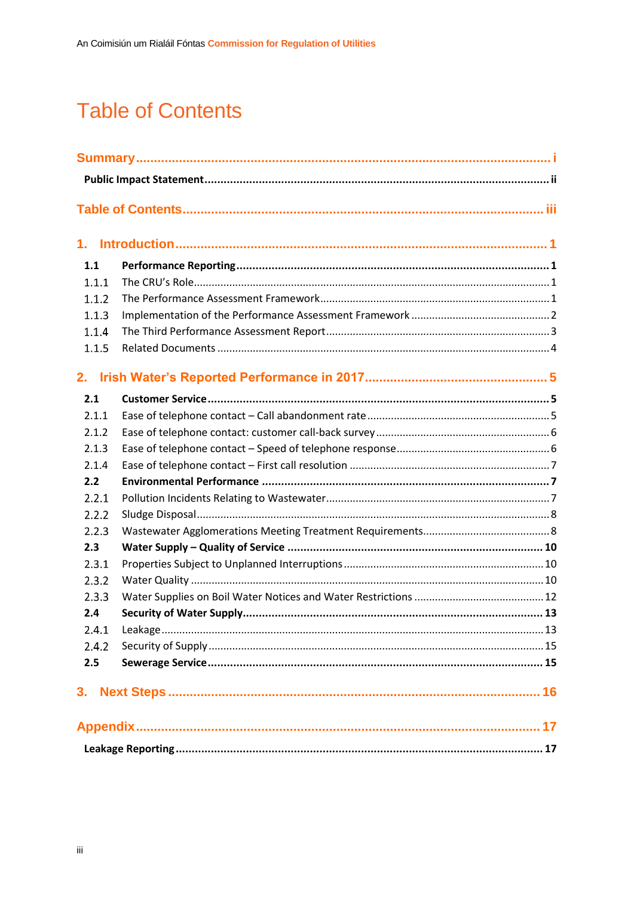# Table of Contents

**Summary** ..... i

**Public Impact Statement** ..... ii

**Table of Contents** ..... iii

**1. Introduction** ..... 1

- **1.1 Performance Reporting** ..... 1
  - 1.1.1 The CRU's Role ..... 1
  - 1.1.2 The Performance Assessment Framework ..... 1
  - 1.1.3 Implementation of the Performance Assessment Framework ..... 2
  - 1.1.4 The Third Performance Assessment Report ..... 3
  - 1.1.5 Related Documents ..... 4

**2. Irish Water's Reported Performance in 2017** ..... 5

- **2.1 Customer Service** ..... 5
  - 2.1.1 Ease of telephone contact – Call abandonment rate ..... 5
  - 2.1.2 Ease of telephone contact: customer call-back survey ..... 6
  - 2.1.3 Ease of telephone contact – Speed of telephone response ..... 6
  - 2.1.4 Ease of telephone contact – First call resolution ..... 7
- **2.2 Environmental Performance** ..... 7
  - 2.2.1 Pollution Incidents Relating to Wastewater ..... 7
  - 2.2.2 Sludge Disposal ..... 8
  - 2.2.3 Wastewater Agglomerations Meeting Treatment Requirements ..... 8
- **2.3 Water Supply – Quality of Service** ..... 10
  - 2.3.1 Properties Subject to Unplanned Interruptions ..... 10
  - 2.3.2 Water Quality ..... 10
  - 2.3.3 Water Supplies on Boil Water Notices and Water Restrictions ..... 12
- **2.4 Security of Water Supply** ..... 13
  - 2.4.1 Leakage ..... 13
  - 2.4.2 Security of Supply ..... 15
- **2.5 Sewerage Service** ..... 15

**3. Next Steps** ..... 16

**Appendix** ..... 17

**Leakage Reporting** ..... 17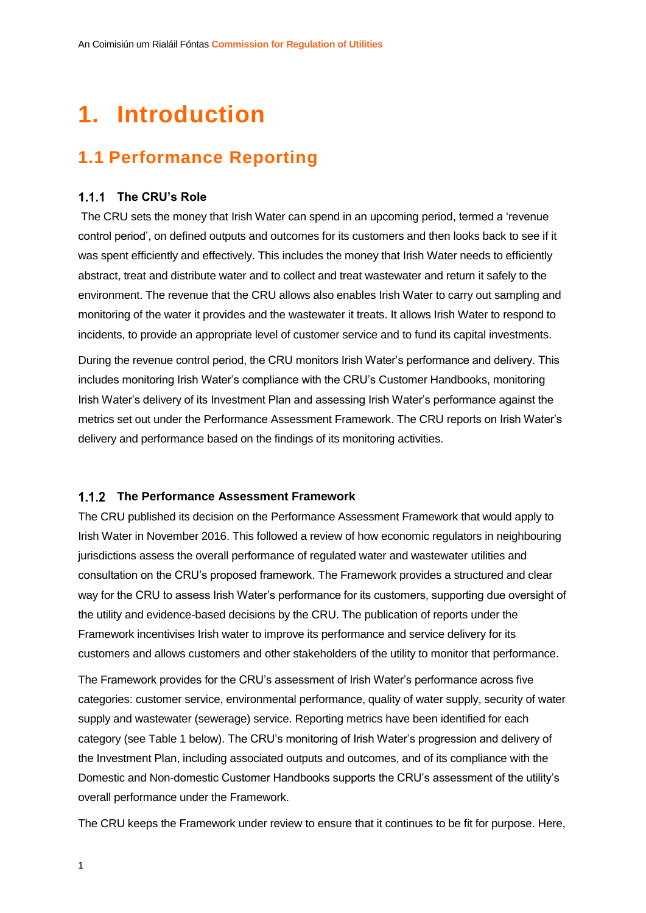# 1. Introduction

## 1.1 Performance Reporting

### 1.1.1 The CRU's Role

The CRU sets the money that Irish Water can spend in an upcoming period, termed a 'revenue control period', on defined outputs and outcomes for its customers and then looks back to see if it was spent efficiently and effectively. This includes the money that Irish Water needs to efficiently abstract, treat and distribute water and to collect and treat wastewater and return it safely to the environment. The revenue that the CRU allows also enables Irish Water to carry out sampling and monitoring of the water it provides and the wastewater it treats. It allows Irish Water to respond to incidents, to provide an appropriate level of customer service and to fund its capital investments.

During the revenue control period, the CRU monitors Irish Water's performance and delivery. This includes monitoring Irish Water's compliance with the CRU's Customer Handbooks, monitoring Irish Water's delivery of its Investment Plan and assessing Irish Water's performance against the metrics set out under the Performance Assessment Framework. The CRU reports on Irish Water's delivery and performance based on the findings of its monitoring activities.

### 1.1.2 The Performance Assessment Framework

The CRU published its decision on the Performance Assessment Framework that would apply to Irish Water in November 2016. This followed a review of how economic regulators in neighbouring jurisdictions assess the overall performance of regulated water and wastewater utilities and consultation on the CRU's proposed framework. The Framework provides a structured and clear way for the CRU to assess Irish Water's performance for its customers, supporting due oversight of the utility and evidence-based decisions by the CRU. The publication of reports under the Framework incentivises Irish water to improve its performance and service delivery for its customers and allows customers and other stakeholders of the utility to monitor that performance.

The Framework provides for the CRU's assessment of Irish Water's performance across five categories: customer service, environmental performance, quality of water supply, security of water supply and wastewater (sewerage) service. Reporting metrics have been identified for each category (see Table 1 below). The CRU's monitoring of Irish Water's progression and delivery of the Investment Plan, including associated outputs and outcomes, and of its compliance with the Domestic and Non-domestic Customer Handbooks supports the CRU's assessment of the utility's overall performance under the Framework.

The CRU keeps the Framework under review to ensure that it continues to be fit for purpose. Here,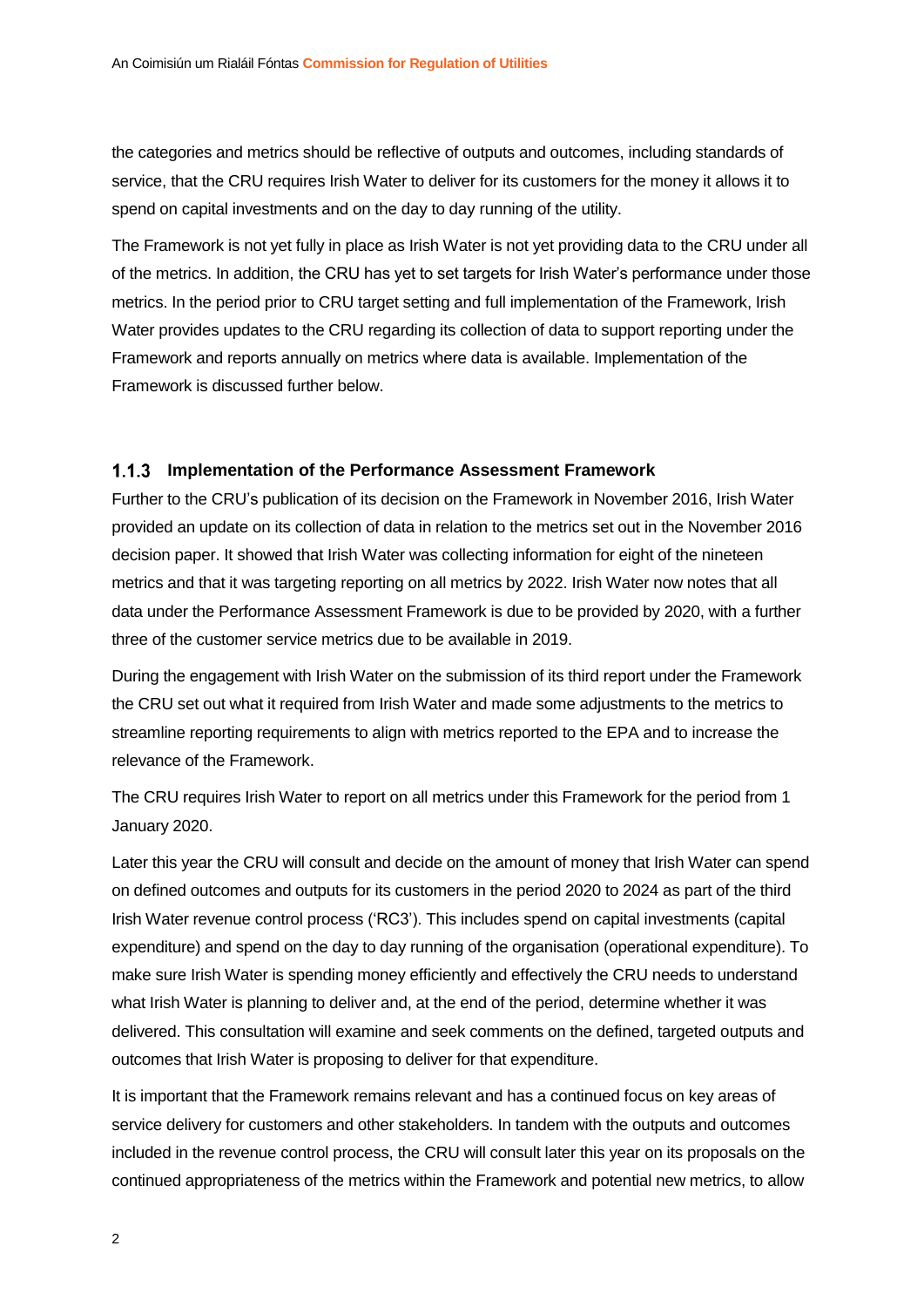the categories and metrics should be reflective of outputs and outcomes, including standards of service, that the CRU requires Irish Water to deliver for its customers for the money it allows it to spend on capital investments and on the day to day running of the utility.

The Framework is not yet fully in place as Irish Water is not yet providing data to the CRU under all of the metrics. In addition, the CRU has yet to set targets for Irish Water's performance under those metrics. In the period prior to CRU target setting and full implementation of the Framework, Irish Water provides updates to the CRU regarding its collection of data to support reporting under the Framework and reports annually on metrics where data is available. Implementation of the Framework is discussed further below.

### 1.1.3 Implementation of the Performance Assessment Framework

Further to the CRU's publication of its decision on the Framework in November 2016, Irish Water provided an update on its collection of data in relation to the metrics set out in the November 2016 decision paper. It showed that Irish Water was collecting information for eight of the nineteen metrics and that it was targeting reporting on all metrics by 2022. Irish Water now notes that all data under the Performance Assessment Framework is due to be provided by 2020, with a further three of the customer service metrics due to be available in 2019.

During the engagement with Irish Water on the submission of its third report under the Framework the CRU set out what it required from Irish Water and made some adjustments to the metrics to streamline reporting requirements to align with metrics reported to the EPA and to increase the relevance of the Framework.

The CRU requires Irish Water to report on all metrics under this Framework for the period from 1 January 2020.

Later this year the CRU will consult and decide on the amount of money that Irish Water can spend on defined outcomes and outputs for its customers in the period 2020 to 2024 as part of the third Irish Water revenue control process ('RC3'). This includes spend on capital investments (capital expenditure) and spend on the day to day running of the organisation (operational expenditure). To make sure Irish Water is spending money efficiently and effectively the CRU needs to understand what Irish Water is planning to deliver and, at the end of the period, determine whether it was delivered. This consultation will examine and seek comments on the defined, targeted outputs and outcomes that Irish Water is proposing to deliver for that expenditure.

It is important that the Framework remains relevant and has a continued focus on key areas of service delivery for customers and other stakeholders. In tandem with the outputs and outcomes included in the revenue control process, the CRU will consult later this year on its proposals on the continued appropriateness of the metrics within the Framework and potential new metrics, to allow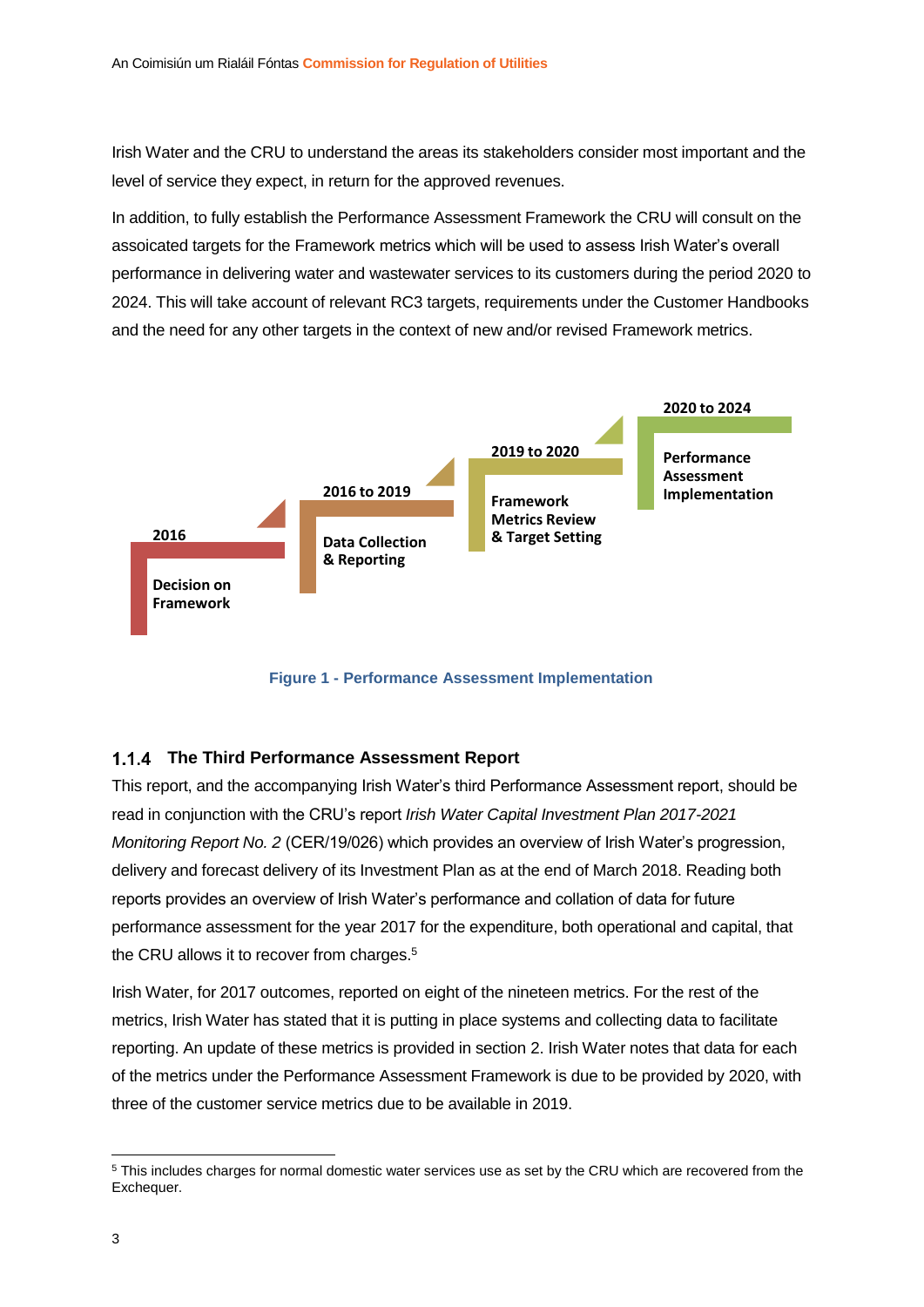Irish Water and the CRU to understand the areas its stakeholders consider most important and the level of service they expect, in return for the approved revenues.

In addition, to fully establish the Performance Assessment Framework the CRU will consult on the assoicated targets for the Framework metrics which will be used to assess Irish Water's overall performance in delivering water and wastewater services to its customers during the period 2020 to 2024. This will take account of relevant RC3 targets, requirements under the Customer Handbooks and the need for any other targets in the context of new and/or revised Framework metrics.

2016
Decision on Framework

2016 to 2019
Data Collection & Reporting

2019 to 2020
Framework Metrics Review & Target Setting

2020 to 2024
Performance Assessment Implementation

**Figure 1 - Performance Assessment Implementation**

### 1.1.4 The Third Performance Assessment Report

This report, and the accompanying Irish Water's third Performance Assessment report, should be read in conjunction with the CRU's report *Irish Water Capital Investment Plan 2017-2021 Monitoring Report No. 2* (CER/19/026) which provides an overview of Irish Water's progression, delivery and forecast delivery of its Investment Plan as at the end of March 2018. Reading both reports provides an overview of Irish Water's performance and collation of data for future performance assessment for the year 2017 for the expenditure, both operational and capital, that the CRU allows it to recover from charges.[5]

Irish Water, for 2017 outcomes, reported on eight of the nineteen metrics. For the rest of the metrics, Irish Water has stated that it is putting in place systems and collecting data to facilitate reporting. An update of these metrics is provided in section 2. Irish Water notes that data for each of the metrics under the Performance Assessment Framework is due to be provided by 2020, with three of the customer service metrics due to be available in 2019.

[5] This includes charges for normal domestic water services use as set by the CRU which are recovered from the Exchequer.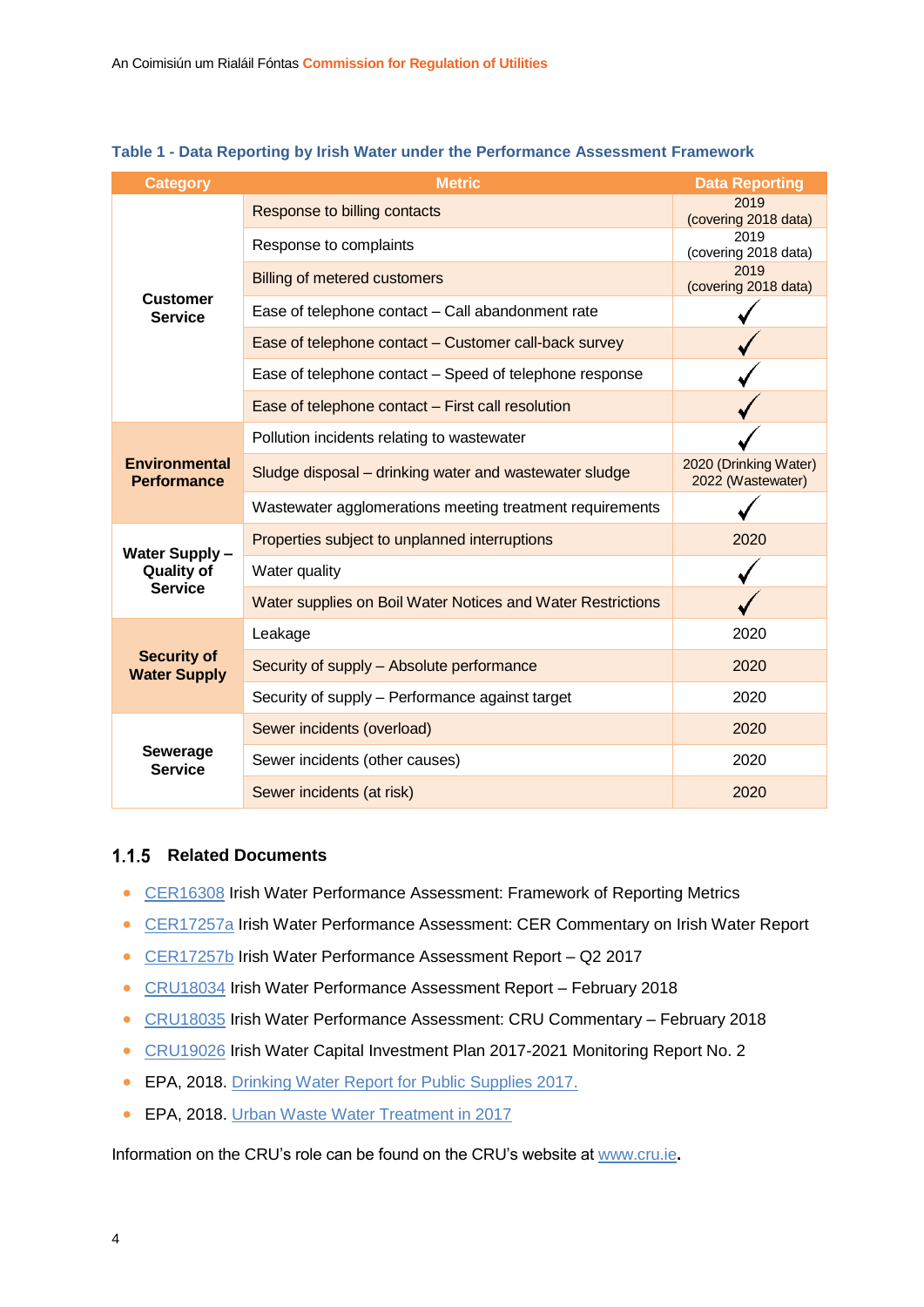**Table 1 - Data Reporting by Irish Water under the Performance Assessment Framework**

| Category | Metric | Data Reporting |
|---|---|---|
| Customer Service | Response to billing contacts | 2019 (covering 2018 data) |
| | Response to complaints | 2019 (covering 2018 data) |
| | Billing of metered customers | 2019 (covering 2018 data) |
| | Ease of telephone contact – Call abandonment rate | ✓ |
| | Ease of telephone contact – Customer call-back survey | ✓ |
| | Ease of telephone contact – Speed of telephone response | ✓ |
| | Ease of telephone contact – First call resolution | ✓ |
| Environmental Performance | Pollution incidents relating to wastewater | ✓ |
| | Sludge disposal – drinking water and wastewater sludge | 2020 (Drinking Water) 2022 (Wastewater) |
| | Wastewater agglomerations meeting treatment requirements | ✓ |
| Water Supply – Quality of Service | Properties subject to unplanned interruptions | 2020 |
| | Water quality | ✓ |
| | Water supplies on Boil Water Notices and Water Restrictions | ✓ |
| Security of Water Supply | Leakage | 2020 |
| | Security of supply – Absolute performance | 2020 |
| | Security of supply – Performance against target | 2020 |
| Sewerage Service | Sewer incidents (overload) | 2020 |
| | Sewer incidents (other causes) | 2020 |
| | Sewer incidents (at risk) | 2020 |

### 1.1.5 Related Documents

- CER16308 Irish Water Performance Assessment: Framework of Reporting Metrics
- CER17257a Irish Water Performance Assessment: CER Commentary on Irish Water Report
- CER17257b Irish Water Performance Assessment Report – Q2 2017
- CRU18034 Irish Water Performance Assessment Report – February 2018
- CRU18035 Irish Water Performance Assessment: CRU Commentary – February 2018
- CRU19026 Irish Water Capital Investment Plan 2017-2021 Monitoring Report No. 2
- EPA, 2018. Drinking Water Report for Public Supplies 2017.
- EPA, 2018. Urban Waste Water Treatment in 2017

Information on the CRU's role can be found on the CRU's website at www.cru.ie.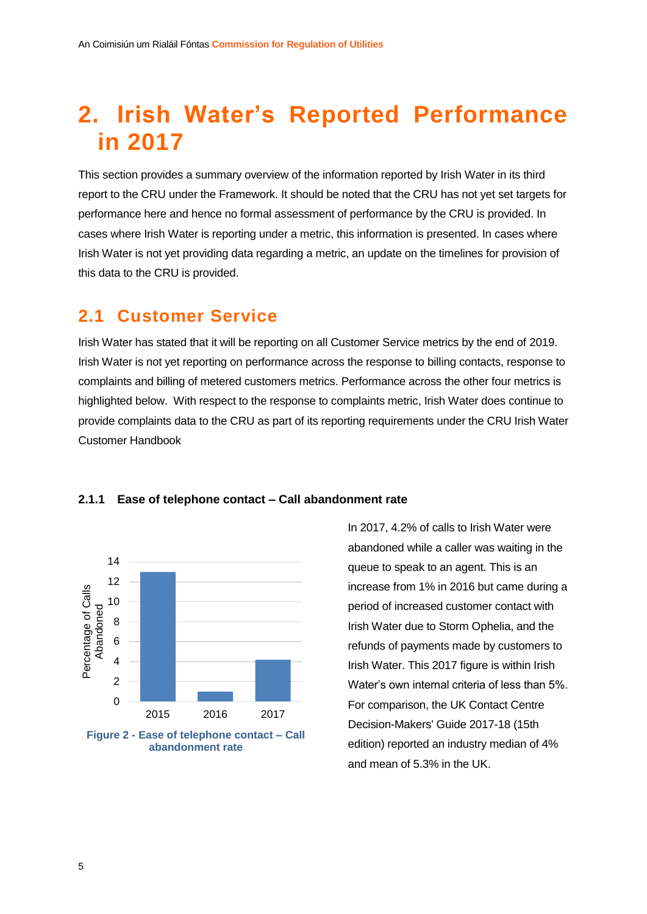# 2. Irish Water's Reported Performance in 2017

This section provides a summary overview of the information reported by Irish Water in its third report to the CRU under the Framework. It should be noted that the CRU has not yet set targets for performance here and hence no formal assessment of performance by the CRU is provided. In cases where Irish Water is reporting under a metric, this information is presented. In cases where Irish Water is not yet providing data regarding a metric, an update on the timelines for provision of this data to the CRU is provided.

## 2.1 Customer Service

Irish Water has stated that it will be reporting on all Customer Service metrics by the end of 2019. Irish Water is not yet reporting on performance across the response to billing contacts, response to complaints and billing of metered customers metrics. Performance across the other four metrics is highlighted below. With respect to the response to complaints metric, Irish Water does continue to provide complaints data to the CRU as part of its reporting requirements under the CRU Irish Water Customer Handbook

### 2.1.1 Ease of telephone contact – Call abandonment rate

Percentage of Calls Abandoned

14
12
10
8
6
4
2
0

2015
2016
2017

**Figure 2 - Ease of telephone contact – Call abandonment rate**

In 2017, 4.2% of calls to Irish Water were abandoned while a caller was waiting in the queue to speak to an agent. This is an increase from 1% in 2016 but came during a period of increased customer contact with Irish Water due to Storm Ophelia, and the refunds of payments made by customers to Irish Water. This 2017 figure is within Irish Water's own internal criteria of less than 5%. For comparison, the UK Contact Centre Decision-Makers' Guide 2017-18 (15th edition) reported an industry median of 4% and mean of 5.3% in the UK.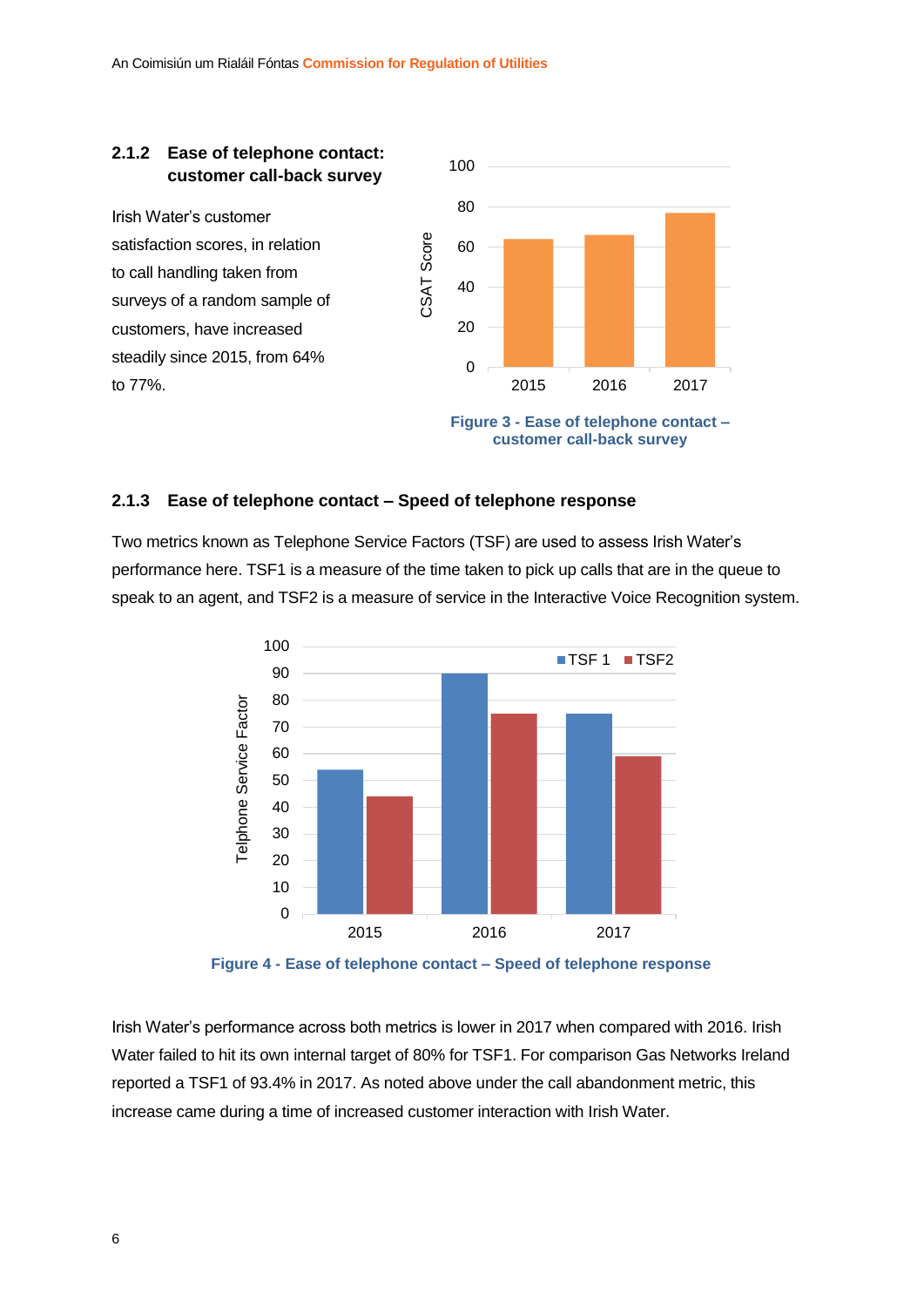### 2.1.2 Ease of telephone contact: customer call-back survey

Irish Water's customer satisfaction scores, in relation to call handling taken from surveys of a random sample of customers, have increased steadily since 2015, from 64% to 77%.

CSAT Score
100
80
60
40
20
0
2015
2016
2017

Figure 3 - Ease of telephone contact – customer call-back survey

### 2.1.3 Ease of telephone contact – Speed of telephone response

Two metrics known as Telephone Service Factors (TSF) are used to assess Irish Water's performance here. TSF1 is a measure of the time taken to pick up calls that are in the queue to speak to an agent, and TSF2 is a measure of service in the Interactive Voice Recognition system.

Telphone Service Factor
100
90
80
70
60
50
40
30
20
10
0
2015
2016
2017
TSF 1
TSF2

Figure 4 - Ease of telephone contact – Speed of telephone response

Irish Water's performance across both metrics is lower in 2017 when compared with 2016. Irish Water failed to hit its own internal target of 80% for TSF1. For comparison Gas Networks Ireland reported a TSF1 of 93.4% in 2017. As noted above under the call abandonment metric, this increase came during a time of increased customer interaction with Irish Water.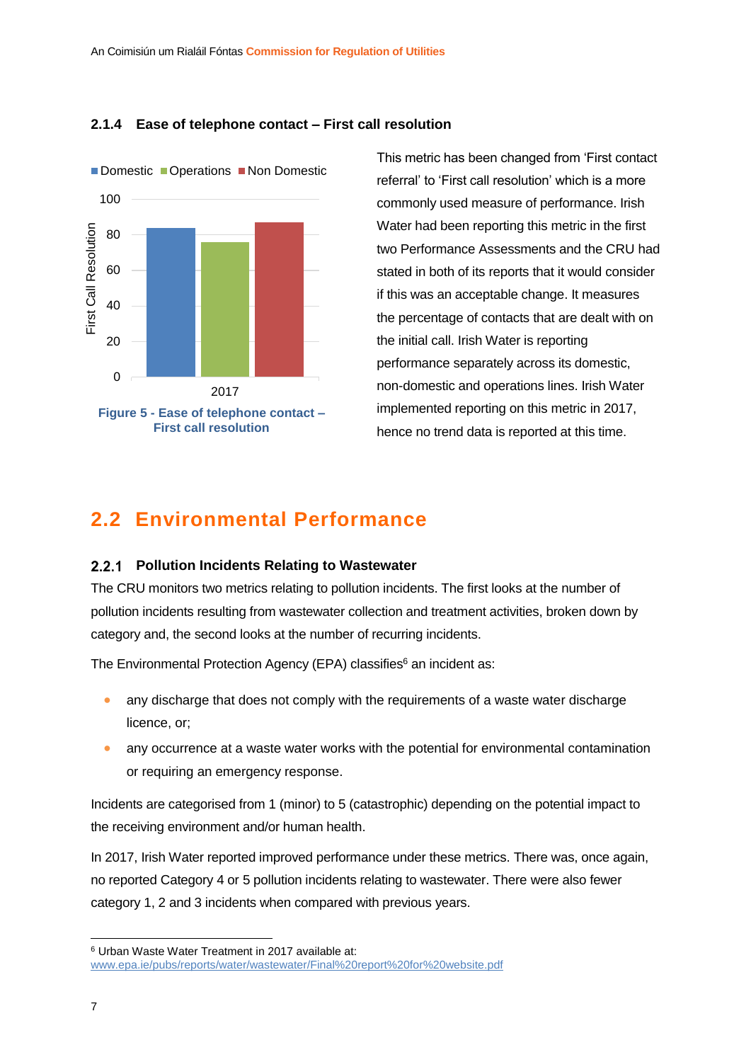### 2.1.4 Ease of telephone contact – First call resolution

Domestic Operations Non Domestic

First Call Resolution

100
80
60
40
20
0

2017

**Figure 5 - Ease of telephone contact – First call resolution**

This metric has been changed from 'First contact referral' to 'First call resolution' which is a more commonly used measure of performance. Irish Water had been reporting this metric in the first two Performance Assessments and the CRU had stated in both of its reports that it would consider if this was an acceptable change. It measures the percentage of contacts that are dealt with on the initial call. Irish Water is reporting performance separately across its domestic, non-domestic and operations lines. Irish Water implemented reporting on this metric in 2017, hence no trend data is reported at this time.

## 2.2 Environmental Performance

### 2.2.1 Pollution Incidents Relating to Wastewater

The CRU monitors two metrics relating to pollution incidents. The first looks at the number of pollution incidents resulting from wastewater collection and treatment activities, broken down by category and, the second looks at the number of recurring incidents.

The Environmental Protection Agency (EPA) classifies[6] an incident as:

- any discharge that does not comply with the requirements of a waste water discharge licence, or;
- any occurrence at a waste water works with the potential for environmental contamination or requiring an emergency response.

Incidents are categorised from 1 (minor) to 5 (catastrophic) depending on the potential impact to the receiving environment and/or human health.

In 2017, Irish Water reported improved performance under these metrics. There was, once again, no reported Category 4 or 5 pollution incidents relating to wastewater. There were also fewer category 1, 2 and 3 incidents when compared with previous years.

---

[6] Urban Waste Water Treatment in 2017 available at: www.epa.ie/pubs/reports/water/wastewater/Final%20report%20for%20website.pdf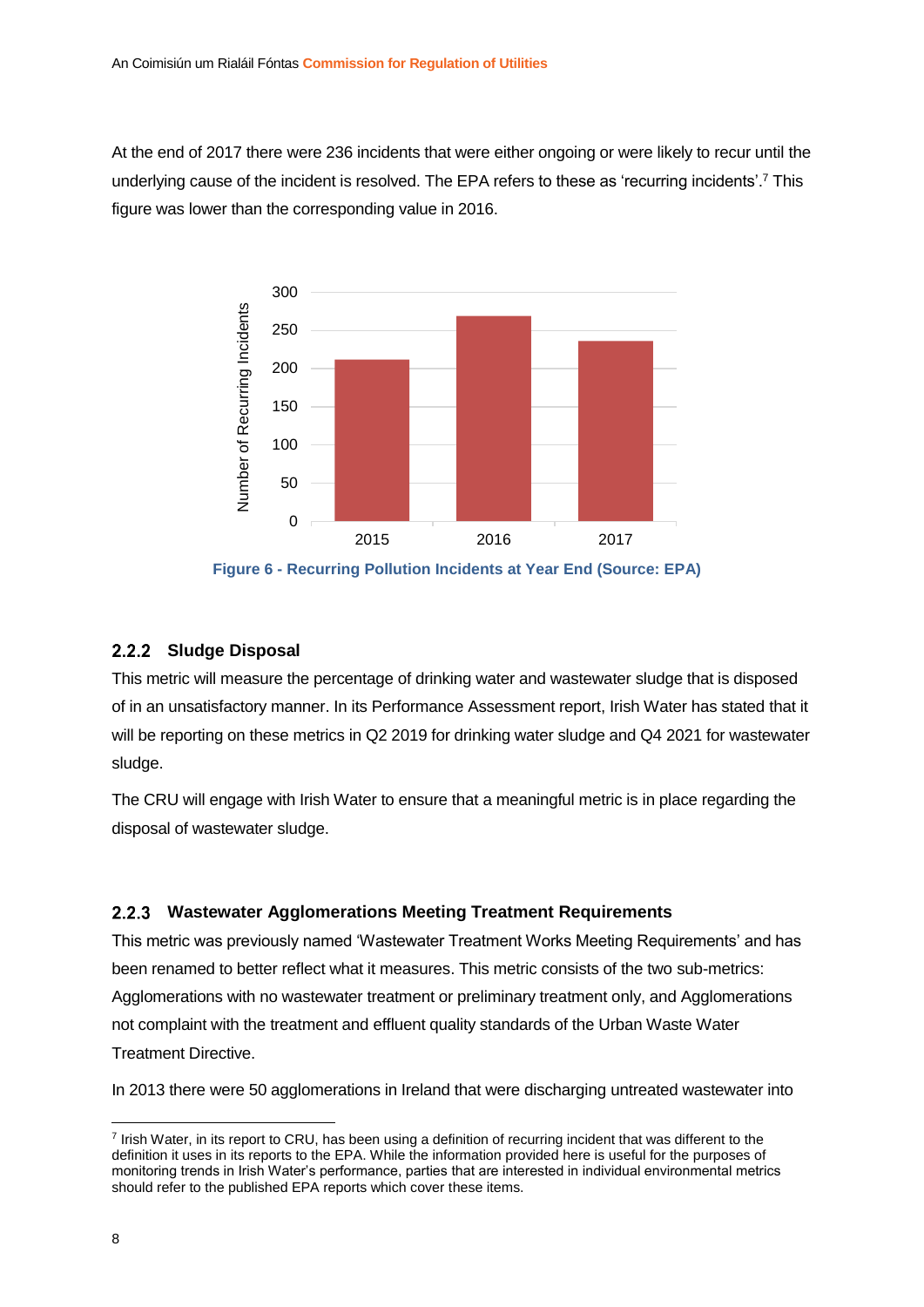At the end of 2017 there were 236 incidents that were either ongoing or were likely to recur until the underlying cause of the incident is resolved. The EPA refers to these as 'recurring incidents'.[7] This figure was lower than the corresponding value in 2016.

Number of Recurring Incidents

300
250
200
150
100
50
0

2015
2016
2017

**Figure 6 - Recurring Pollution Incidents at Year End (Source: EPA)**

### 2.2.2 Sludge Disposal

This metric will measure the percentage of drinking water and wastewater sludge that is disposed of in an unsatisfactory manner. In its Performance Assessment report, Irish Water has stated that it will be reporting on these metrics in Q2 2019 for drinking water sludge and Q4 2021 for wastewater sludge.

The CRU will engage with Irish Water to ensure that a meaningful metric is in place regarding the disposal of wastewater sludge.

### 2.2.3 Wastewater Agglomerations Meeting Treatment Requirements

This metric was previously named 'Wastewater Treatment Works Meeting Requirements' and has been renamed to better reflect what it measures. This metric consists of the two sub-metrics: Agglomerations with no wastewater treatment or preliminary treatment only, and Agglomerations not complaint with the treatment and effluent quality standards of the Urban Waste Water Treatment Directive.

In 2013 there were 50 agglomerations in Ireland that were discharging untreated wastewater into

[7] Irish Water, in its report to CRU, has been using a definition of recurring incident that was different to the definition it uses in its reports to the EPA. While the information provided here is useful for the purposes of monitoring trends in Irish Water's performance, parties that are interested in individual environmental metrics should refer to the published EPA reports which cover these items.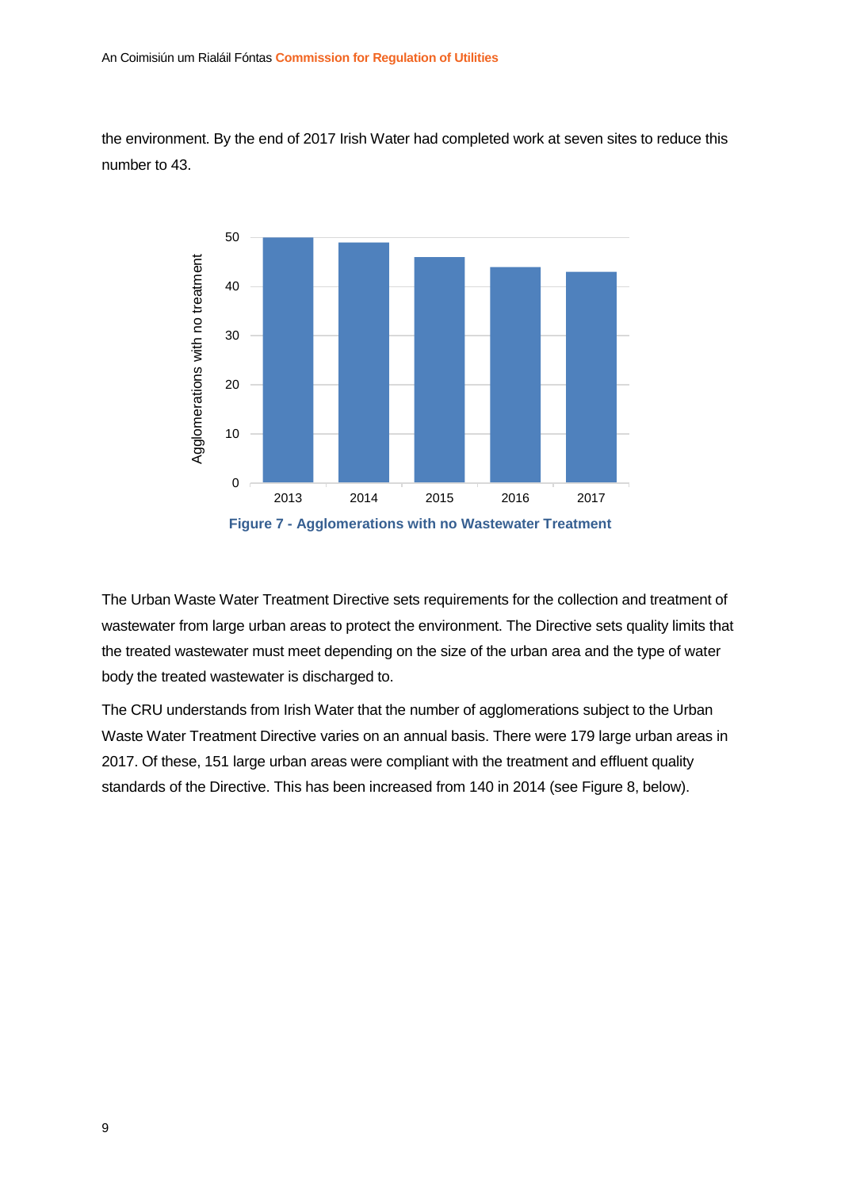the environment. By the end of 2017 Irish Water had completed work at seven sites to reduce this number to 43.

Agglomerations with no treatment

50
40
30
20
10
0

2013
2014
2015
2016
2017

**Figure 7 - Agglomerations with no Wastewater Treatment**

The Urban Waste Water Treatment Directive sets requirements for the collection and treatment of wastewater from large urban areas to protect the environment. The Directive sets quality limits that the treated wastewater must meet depending on the size of the urban area and the type of water body the treated wastewater is discharged to.

The CRU understands from Irish Water that the number of agglomerations subject to the Urban Waste Water Treatment Directive varies on an annual basis. There were 179 large urban areas in 2017. Of these, 151 large urban areas were compliant with the treatment and effluent quality standards of the Directive. This has been increased from 140 in 2014 (see Figure 8, below).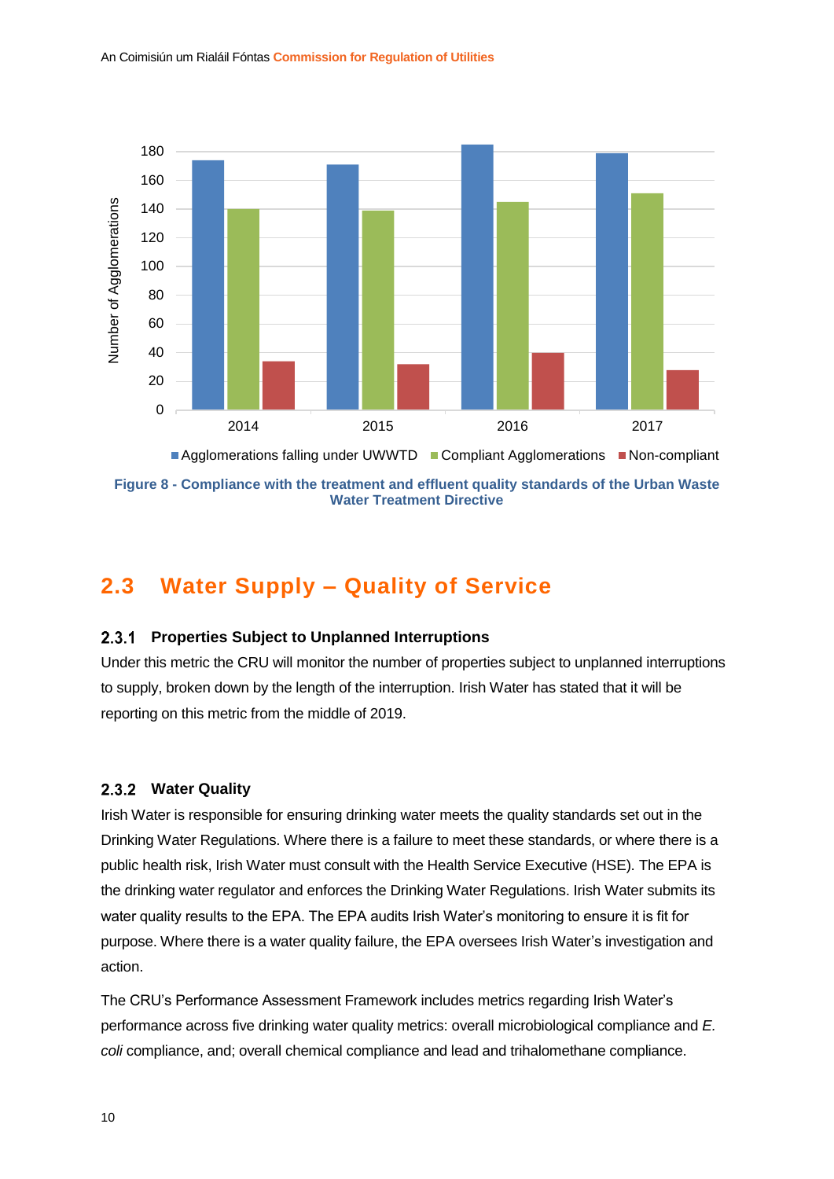180
160
140
120
100
80
60
40
20
0

Number of Agglomerations

2014
2015
2016
2017

Agglomerations falling under UWWTD
Compliant Agglomerations
Non-compliant

**Figure 8 - Compliance with the treatment and effluent quality standards of the Urban Waste Water Treatment Directive**

## 2.3 Water Supply – Quality of Service

### 2.3.1 Properties Subject to Unplanned Interruptions

Under this metric the CRU will monitor the number of properties subject to unplanned interruptions to supply, broken down by the length of the interruption. Irish Water has stated that it will be reporting on this metric from the middle of 2019.

### 2.3.2 Water Quality

Irish Water is responsible for ensuring drinking water meets the quality standards set out in the Drinking Water Regulations. Where there is a failure to meet these standards, or where there is a public health risk, Irish Water must consult with the Health Service Executive (HSE). The EPA is the drinking water regulator and enforces the Drinking Water Regulations. Irish Water submits its water quality results to the EPA. The EPA audits Irish Water's monitoring to ensure it is fit for purpose. Where there is a water quality failure, the EPA oversees Irish Water's investigation and action.

The CRU's Performance Assessment Framework includes metrics regarding Irish Water's performance across five drinking water quality metrics: overall microbiological compliance and *E. coli* compliance, and; overall chemical compliance and lead and trihalomethane compliance.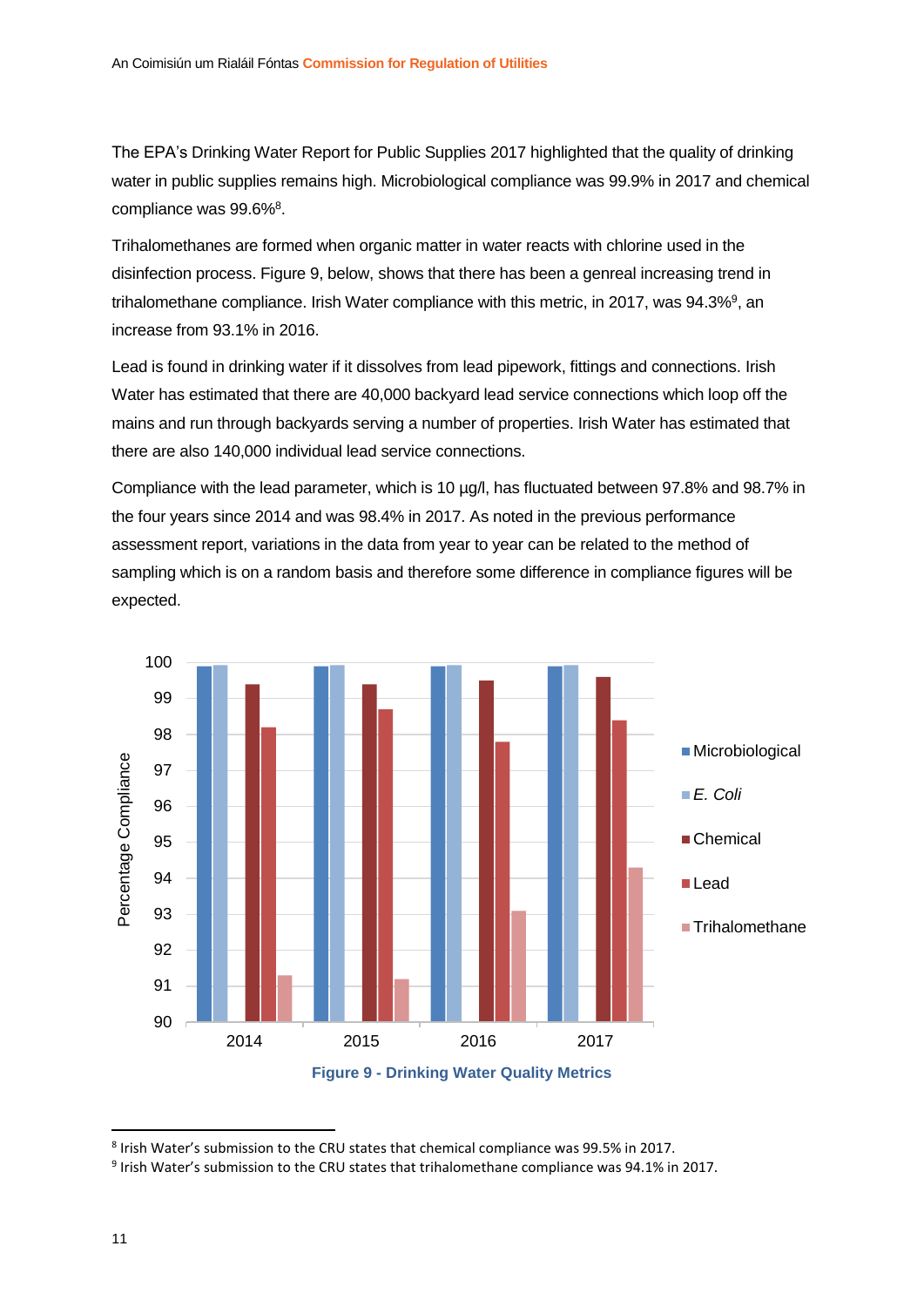The EPA's Drinking Water Report for Public Supplies 2017 highlighted that the quality of drinking water in public supplies remains high. Microbiological compliance was 99.9% in 2017 and chemical compliance was 99.6%[8].

Trihalomethanes are formed when organic matter in water reacts with chlorine used in the disinfection process. Figure 9, below, shows that there has been a genreal increasing trend in trihalomethane compliance. Irish Water compliance with this metric, in 2017, was 94.3%[9], an increase from 93.1% in 2016.

Lead is found in drinking water if it dissolves from lead pipework, fittings and connections. Irish Water has estimated that there are 40,000 backyard lead service connections which loop off the mains and run through backyards serving a number of properties. Irish Water has estimated that there are also 140,000 individual lead service connections.

Compliance with the lead parameter, which is 10 µg/l, has fluctuated between 97.8% and 98.7% in the four years since 2014 and was 98.4% in 2017. As noted in the previous performance assessment report, variations in the data from year to year can be related to the method of sampling which is on a random basis and therefore some difference in compliance figures will be expected.

Percentage Compliance

100
99
98
97
96
95
94
93
92
91
90

2014
2015
2016
2017

Microbiological
*E. Coli*
Chemical
Lead
Trihalomethane

**Figure 9 - Drinking Water Quality Metrics**

[8] Irish Water's submission to the CRU states that chemical compliance was 99.5% in 2017.

[9] Irish Water's submission to the CRU states that trihalomethane compliance was 94.1% in 2017.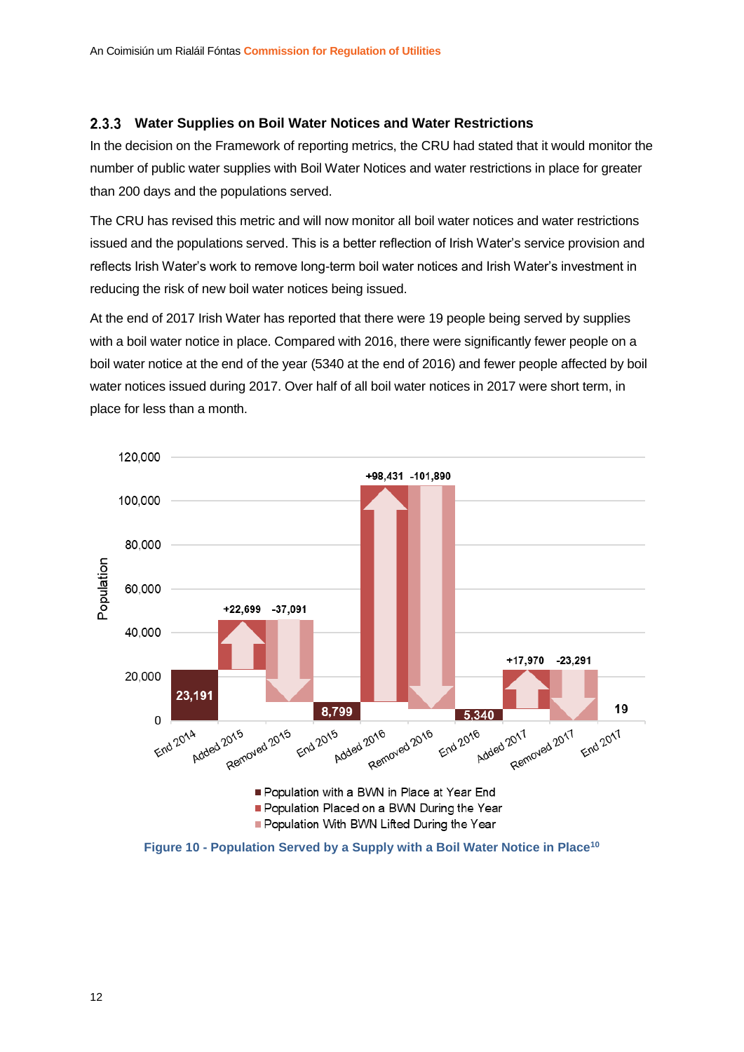### 2.3.3 Water Supplies on Boil Water Notices and Water Restrictions

In the decision on the Framework of reporting metrics, the CRU had stated that it would monitor the number of public water supplies with Boil Water Notices and water restrictions in place for greater than 200 days and the populations served.

The CRU has revised this metric and will now monitor all boil water notices and water restrictions issued and the populations served. This is a better reflection of Irish Water's service provision and reflects Irish Water's work to remove long-term boil water notices and Irish Water's investment in reducing the risk of new boil water notices being issued.

At the end of 2017 Irish Water has reported that there were 19 people being served by supplies with a boil water notice in place. Compared with 2016, there were significantly fewer people on a boil water notice at the end of the year (5340 at the end of 2016) and fewer people affected by boil water notices issued during 2017. Over half of all boil water notices in 2017 were short term, in place for less than a month.

Population

120,000
100,000
80,000
60,000
40,000
20,000
0

End 2014
Added 2015
Removed 2015
End 2015
Added 2016
Removed 2016
End 2016
Added 2017
Removed 2017
End 2017

23,191
+22,699
-37,091
8,799
+98,431
-101,890
5,340
+17,970
-23,291
19

■ Population with a BWN in Place at Year End
■ Population Placed on a BWN During the Year
■ Population With BWN Lifted During the Year

**Figure 10 - Population Served by a Supply with a Boil Water Notice in Place[10]**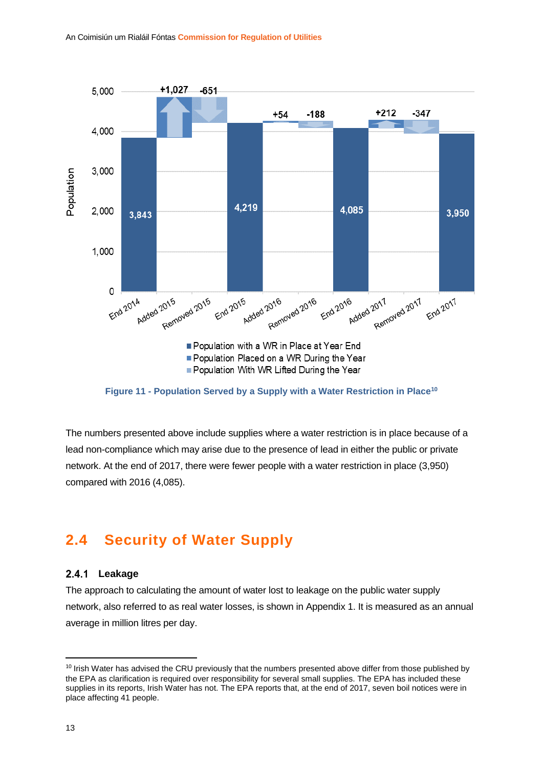5,000
4,000
3,000
2,000
1,000
0

Population

3,843
+1,027
-651
4,219
+54
-188
4,085
+212
-347
3,950

End 2014
Added 2015
Removed 2015
End 2015
Added 2016
Removed 2016
End 2016
Added 2017
Removed 2017
End 2017

Population with a WR in Place at Year End
Population Placed on a WR During the Year
Population With WR Lifted During the Year

**Figure 11 - Population Served by a Supply with a Water Restriction in Place**[10]

The numbers presented above include supplies where a water restriction is in place because of a lead non-compliance which may arise due to the presence of lead in either the public or private network. At the end of 2017, there were fewer people with a water restriction in place (3,950) compared with 2016 (4,085).

## 2.4 Security of Water Supply

### 2.4.1 Leakage

The approach to calculating the amount of water lost to leakage on the public water supply network, also referred to as real water losses, is shown in Appendix 1. It is measured as an annual average in million litres per day.

[10] Irish Water has advised the CRU previously that the numbers presented above differ from those published by the EPA as clarification is required over responsibility for several small supplies. The EPA has included these supplies in its reports, Irish Water has not. The EPA reports that, at the end of 2017, seven boil notices were in place affecting 41 people.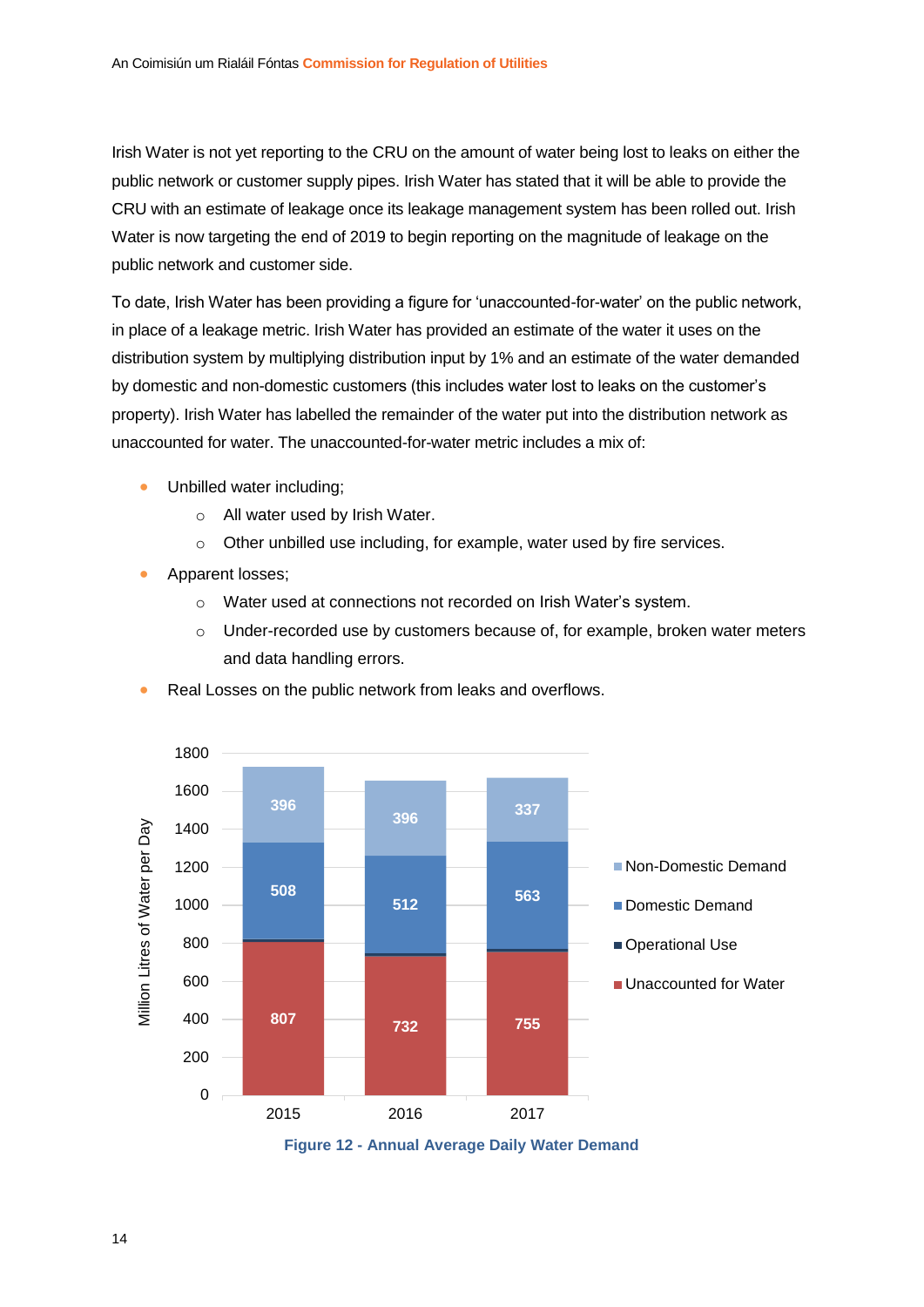Irish Water is not yet reporting to the CRU on the amount of water being lost to leaks on either the public network or customer supply pipes. Irish Water has stated that it will be able to provide the CRU with an estimate of leakage once its leakage management system has been rolled out. Irish Water is now targeting the end of 2019 to begin reporting on the magnitude of leakage on the public network and customer side.

To date, Irish Water has been providing a figure for 'unaccounted-for-water' on the public network, in place of a leakage metric. Irish Water has provided an estimate of the water it uses on the distribution system by multiplying distribution input by 1% and an estimate of the water demanded by domestic and non-domestic customers (this includes water lost to leaks on the customer's property). Irish Water has labelled the remainder of the water put into the distribution network as unaccounted for water. The unaccounted-for-water metric includes a mix of:

- Unbilled water including;
  - All water used by Irish Water.
  - Other unbilled use including, for example, water used by fire services.
- Apparent losses;
  - Water used at connections not recorded on Irish Water's system.
  - Under-recorded use by customers because of, for example, broken water meters and data handling errors.
- Real Losses on the public network from leaks and overflows.

Million Litres of Water per Day

1800
1600
1400
1200
1000
800
600
400
200
0

2015: 396, 508, 807
2016: 396, 512, 732
2017: 337, 563, 755

Non-Domestic Demand
Domestic Demand
Operational Use
Unaccounted for Water

Figure 12 - Annual Average Daily Water Demand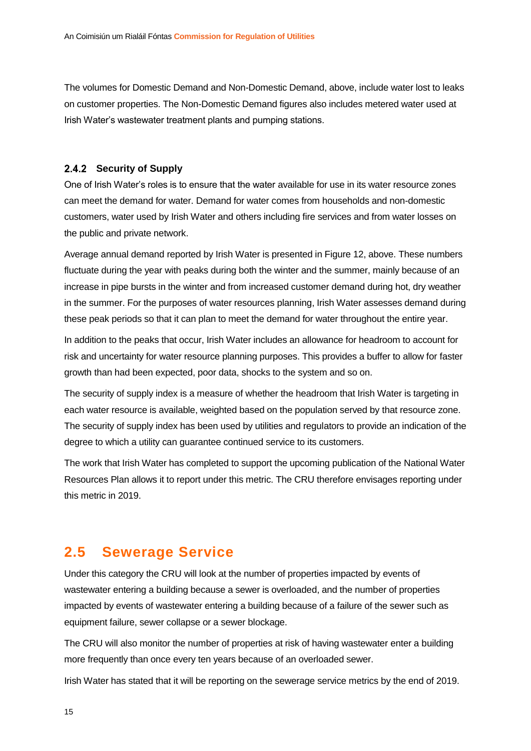The volumes for Domestic Demand and Non-Domestic Demand, above, include water lost to leaks on customer properties. The Non-Domestic Demand figures also includes metered water used at Irish Water's wastewater treatment plants and pumping stations.

### 2.4.2 Security of Supply

One of Irish Water's roles is to ensure that the water available for use in its water resource zones can meet the demand for water. Demand for water comes from households and non-domestic customers, water used by Irish Water and others including fire services and from water losses on the public and private network.

Average annual demand reported by Irish Water is presented in Figure 12, above. These numbers fluctuate during the year with peaks during both the winter and the summer, mainly because of an increase in pipe bursts in the winter and from increased customer demand during hot, dry weather in the summer. For the purposes of water resources planning, Irish Water assesses demand during these peak periods so that it can plan to meet the demand for water throughout the entire year.

In addition to the peaks that occur, Irish Water includes an allowance for headroom to account for risk and uncertainty for water resource planning purposes. This provides a buffer to allow for faster growth than had been expected, poor data, shocks to the system and so on.

The security of supply index is a measure of whether the headroom that Irish Water is targeting in each water resource is available, weighted based on the population served by that resource zone. The security of supply index has been used by utilities and regulators to provide an indication of the degree to which a utility can guarantee continued service to its customers.

The work that Irish Water has completed to support the upcoming publication of the National Water Resources Plan allows it to report under this metric. The CRU therefore envisages reporting under this metric in 2019.

## 2.5 Sewerage Service

Under this category the CRU will look at the number of properties impacted by events of wastewater entering a building because a sewer is overloaded, and the number of properties impacted by events of wastewater entering a building because of a failure of the sewer such as equipment failure, sewer collapse or a sewer blockage.

The CRU will also monitor the number of properties at risk of having wastewater enter a building more frequently than once every ten years because of an overloaded sewer.

Irish Water has stated that it will be reporting on the sewerage service metrics by the end of 2019.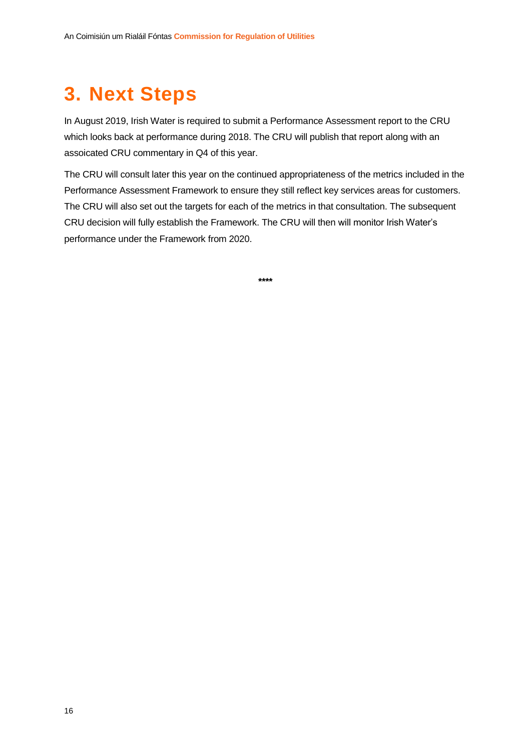# 3. Next Steps

In August 2019, Irish Water is required to submit a Performance Assessment report to the CRU which looks back at performance during 2018. The CRU will publish that report along with an assoicated CRU commentary in Q4 of this year.

The CRU will consult later this year on the continued appropriateness of the metrics included in the Performance Assessment Framework to ensure they still reflect key services areas for customers. The CRU will also set out the targets for each of the metrics in that consultation. The subsequent CRU decision will fully establish the Framework. The CRU will then will monitor Irish Water's performance under the Framework from 2020.

****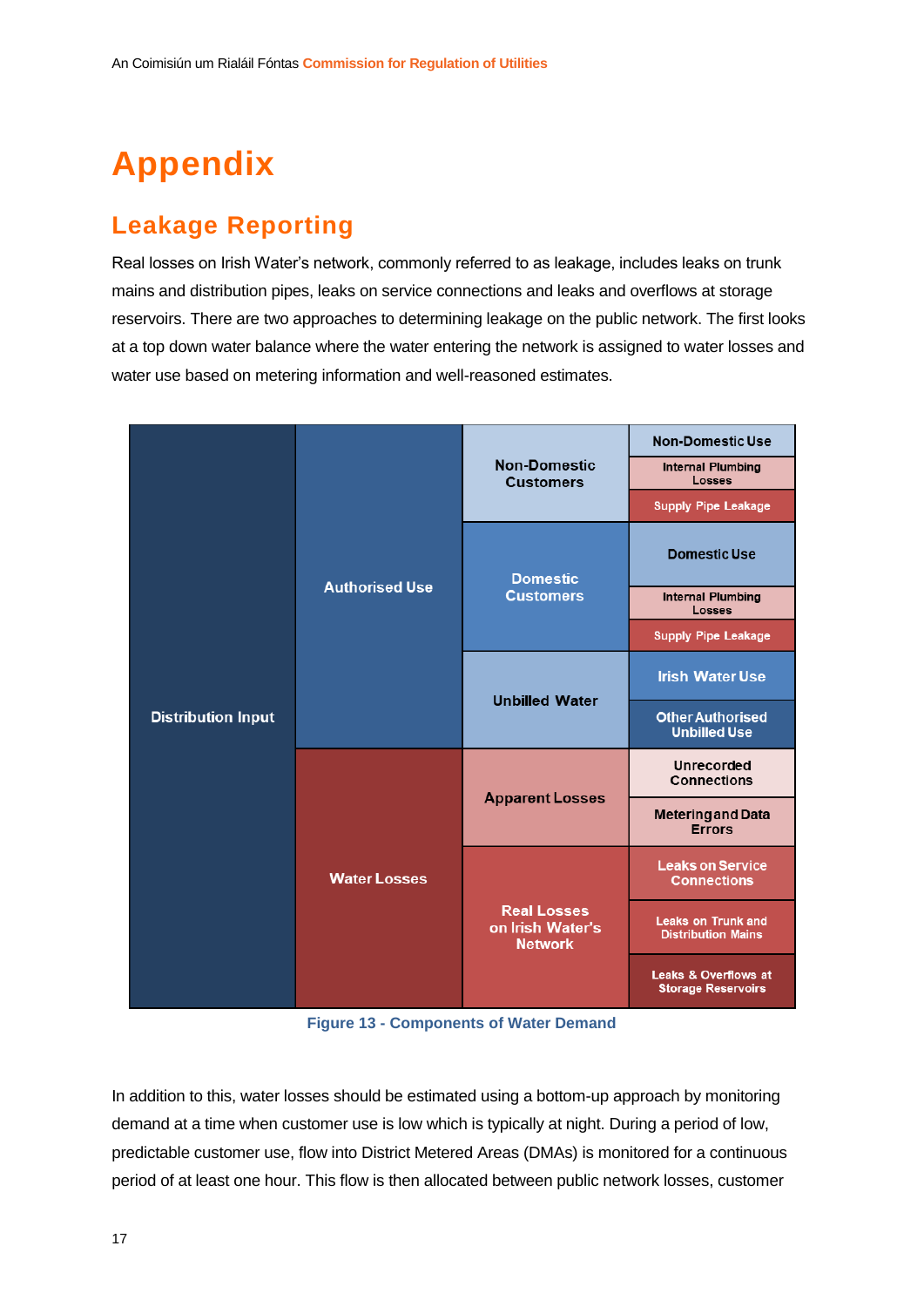# Appendix

## Leakage Reporting

Real losses on Irish Water's network, commonly referred to as leakage, includes leaks on trunk mains and distribution pipes, leaks on service connections and leaks and overflows at storage reservoirs. There are two approaches to determining leakage on the public network. The first looks at a top down water balance where the water entering the network is assigned to water losses and water use based on metering information and well-reasoned estimates.

Distribution Input

Authorised Use

Non-Domestic Customers

Non-Domestic Use

Internal Plumbing Losses

Supply Pipe Leakage

Domestic Customers

Domestic Use

Internal Plumbing Losses

Supply Pipe Leakage

Unbilled Water

Irish Water Use

Other Authorised Unbilled Use

Water Losses

Apparent Losses

Unrecorded Connections

Metering and Data Errors

Real Losses on Irish Water's Network

Leaks on Service Connections

Leaks on Trunk and Distribution Mains

Leaks & Overflows at Storage Reservoirs

Figure 13 - Components of Water Demand

In addition to this, water losses should be estimated using a bottom-up approach by monitoring demand at a time when customer use is low which is typically at night. During a period of low, predictable customer use, flow into District Metered Areas (DMAs) is monitored for a continuous period of at least one hour. This flow is then allocated between public network losses, customer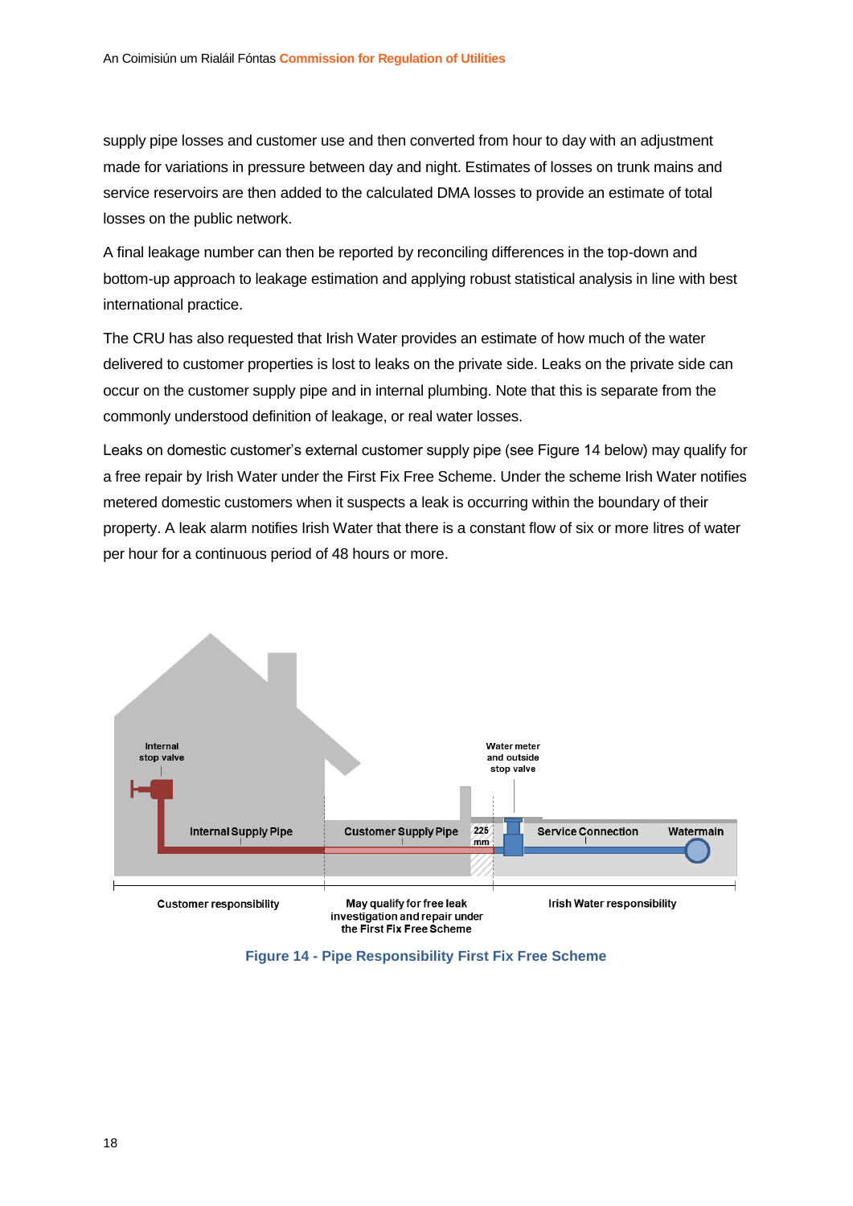supply pipe losses and customer use and then converted from hour to day with an adjustment made for variations in pressure between day and night. Estimates of losses on trunk mains and service reservoirs are then added to the calculated DMA losses to provide an estimate of total losses on the public network.

A final leakage number can then be reported by reconciling differences in the top-down and bottom-up approach to leakage estimation and applying robust statistical analysis in line with best international practice.

The CRU has also requested that Irish Water provides an estimate of how much of the water delivered to customer properties is lost to leaks on the private side. Leaks on the private side can occur on the customer supply pipe and in internal plumbing. Note that this is separate from the commonly understood definition of leakage, or real water losses.

Leaks on domestic customer's external customer supply pipe (see Figure 14 below) may qualify for a free repair by Irish Water under the First Fix Free Scheme. Under the scheme Irish Water notifies metered domestic customers when it suspects a leak is occurring within the boundary of their property. A leak alarm notifies Irish Water that there is a constant flow of six or more litres of water per hour for a continuous period of 48 hours or more.

Internal stop valve

Water meter and outside stop valve

Internal Supply Pipe

Customer Supply Pipe

225 mm

Service Connection

Watermain

Customer responsibility

May qualify for free leak investigation and repair under the First Fix Free Scheme

Irish Water responsibility

**Figure 14 - Pipe Responsibility First Fix Free Scheme**